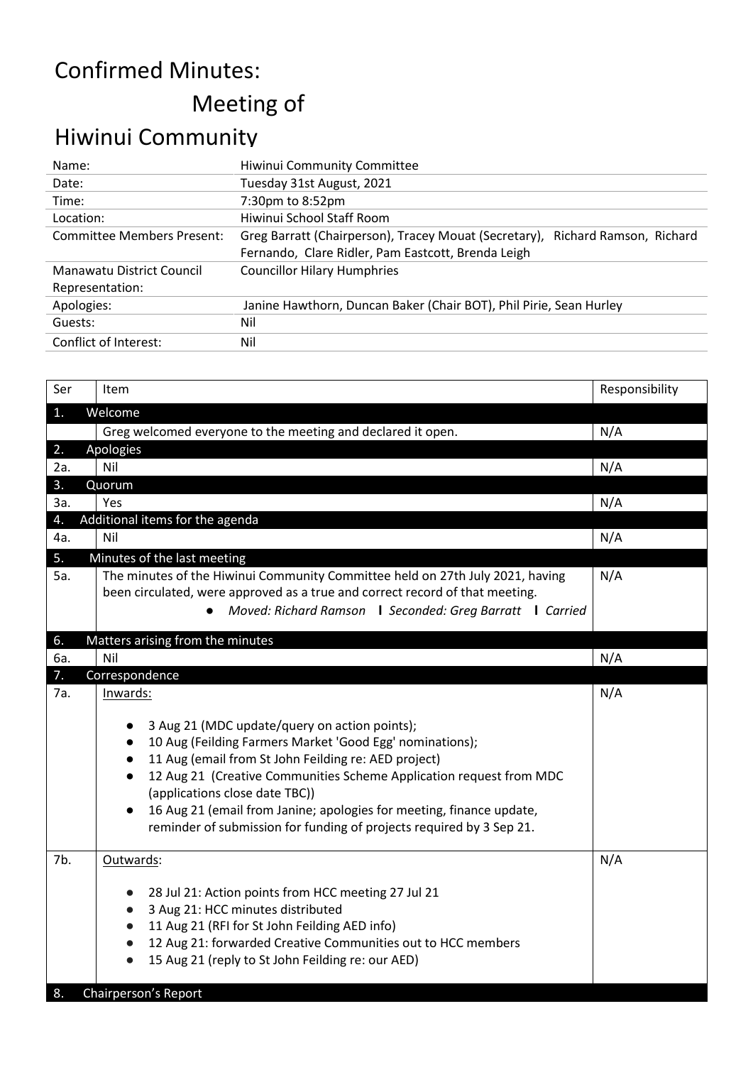# Confirmed Minutes:

## Meeting of

# Hiwinui Community

| Name: | Hiwinui Community Committee |
|---|---|
| Date: | Tuesday 31st August, 2021 |
| Time: | 7:30pm to 8:52pm |
| Location: | Hiwinui School Staff Room |
| Committee Members Present: | Greg Barratt (Chairperson), Tracey Mouat (Secretary), Richard Ramson, Richard Fernando, Clare Ridler, Pam Eastcott, Brenda Leigh |
| Manawatu District Council Representation: | Councillor Hilary Humphries |
| Apologies: | Janine Hawthorn, Duncan Baker (Chair BOT), Phil Pirie, Sean Hurley |
| Guests: | Nil |
| Conflict of Interest: | Nil |

| Ser | Item | Responsibility |
|---|---|---|
| 1. | **Welcome** | |
| | Greg welcomed everyone to the meeting and declared it open. | N/A |
| 2. | **Apologies** | |
| 2a. | Nil | N/A |
| 3. | **Quorum** | |
| 3a. | Yes | N/A |
| 4. | **Additional items for the agenda** | |
| 4a. | Nil | N/A |
| 5. | **Minutes of the last meeting** | |
| 5a. | The minutes of the Hiwinui Community Committee held on 27th July 2021, having been circulated, were approved as a true and correct record of that meeting. <br>● *Moved: Richard Ramson* **I** *Seconded: Greg Barratt* **I** *Carried* | N/A |
| 6. | **Matters arising from the minutes** | |
| 6a. | Nil | N/A |
| 7. | **Correspondence** | |
| 7a. | Inwards:<br>● 3 Aug 21 (MDC update/query on action points);<br>● 10 Aug (Feilding Farmers Market 'Good Egg' nominations);<br>● 11 Aug (email from St John Feilding re: AED project)<br>● 12 Aug 21 (Creative Communities Scheme Application request from MDC (applications close date TBC))<br>● 16 Aug 21 (email from Janine; apologies for meeting, finance update, reminder of submission for funding of projects required by 3 Sep 21. | N/A |
| 7b. | Outwards:<br>● 28 Jul 21: Action points from HCC meeting 27 Jul 21<br>● 3 Aug 21: HCC minutes distributed<br>● 11 Aug 21 (RFI for St John Feilding AED info)<br>● 12 Aug 21: forwarded Creative Communities out to HCC members<br>● 15 Aug 21 (reply to St John Feilding re: our AED) | N/A |
| 8. | **Chairperson's Report** | |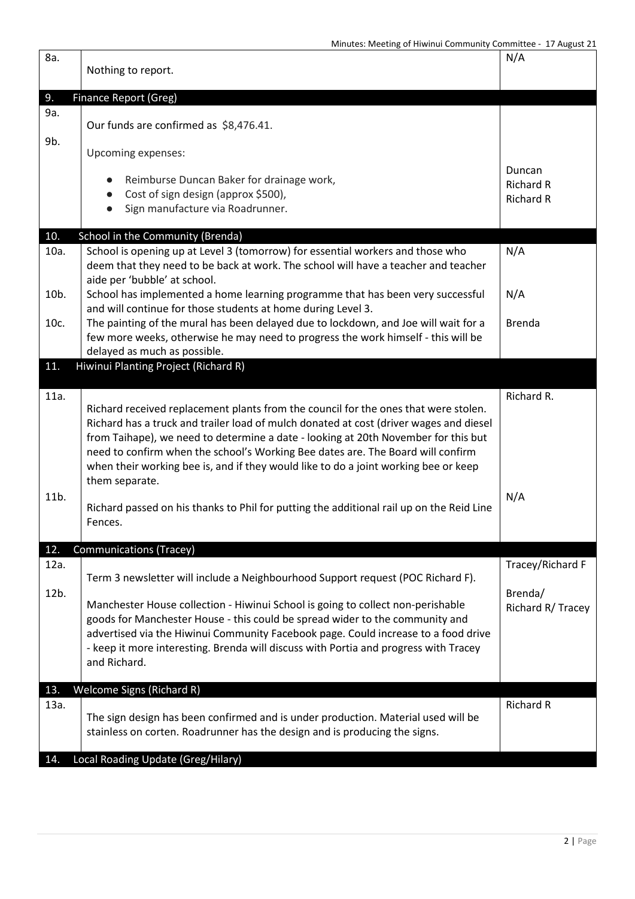| | | |
|---|---|---|
| 8a. | Nothing to report. | N/A |
| **9.** | **Finance Report (Greg)** | |
| 9a. | Our funds are confirmed as $8,476.41. | |
| 9b. | Upcoming expenses:<br>• Reimburse Duncan Baker for drainage work,<br>• Cost of sign design (approx $500),<br>• Sign manufacture via Roadrunner. | Duncan<br>Richard R<br>Richard R |
| **10.** | **School in the Community (Brenda)** | |
| 10a. | School is opening up at Level 3 (tomorrow) for essential workers and those who deem that they need to be back at work. The school will have a teacher and teacher aide per 'bubble' at school. | N/A |
| 10b. | School has implemented a home learning programme that has been very successful and will continue for those students at home during Level 3. | N/A |
| 10c. | The painting of the mural has been delayed due to lockdown, and Joe will wait for a few more weeks, otherwise he may need to progress the work himself - this will be delayed as much as possible. | Brenda |
| **11.** | **Hiwinui Planting Project (Richard R)** | |
| 11a. | Richard received replacement plants from the council for the ones that were stolen. Richard has a truck and trailer load of mulch donated at cost (driver wages and diesel from Taihape), we need to determine a date - looking at 20th November for this but need to confirm when the school's Working Bee dates are. The Board will confirm when their working bee is, and if they would like to do a joint working bee or keep them separate. | Richard R. |
| 11b. | Richard passed on his thanks to Phil for putting the additional rail up on the Reid Line Fences. | N/A |
| **12.** | **Communications (Tracey)** | |
| 12a. | Term 3 newsletter will include a Neighbourhood Support request (POC Richard F). | Tracey/Richard F |
| 12b. | Manchester House collection - Hiwinui School is going to collect non-perishable goods for Manchester House - this could be spread wider to the community and advertised via the Hiwinui Community Facebook page. Could increase to a food drive - keep it more interesting. Brenda will discuss with Portia and progress with Tracey and Richard. | Brenda/<br>Richard R/ Tracey |
| **13.** | **Welcome Signs (Richard R)** | |
| 13a. | The sign design has been confirmed and is under production. Material used will be stainless on corten. Roadrunner has the design and is producing the signs. | Richard R |
| **14.** | **Local Roading Update (Greg/Hilary)** | |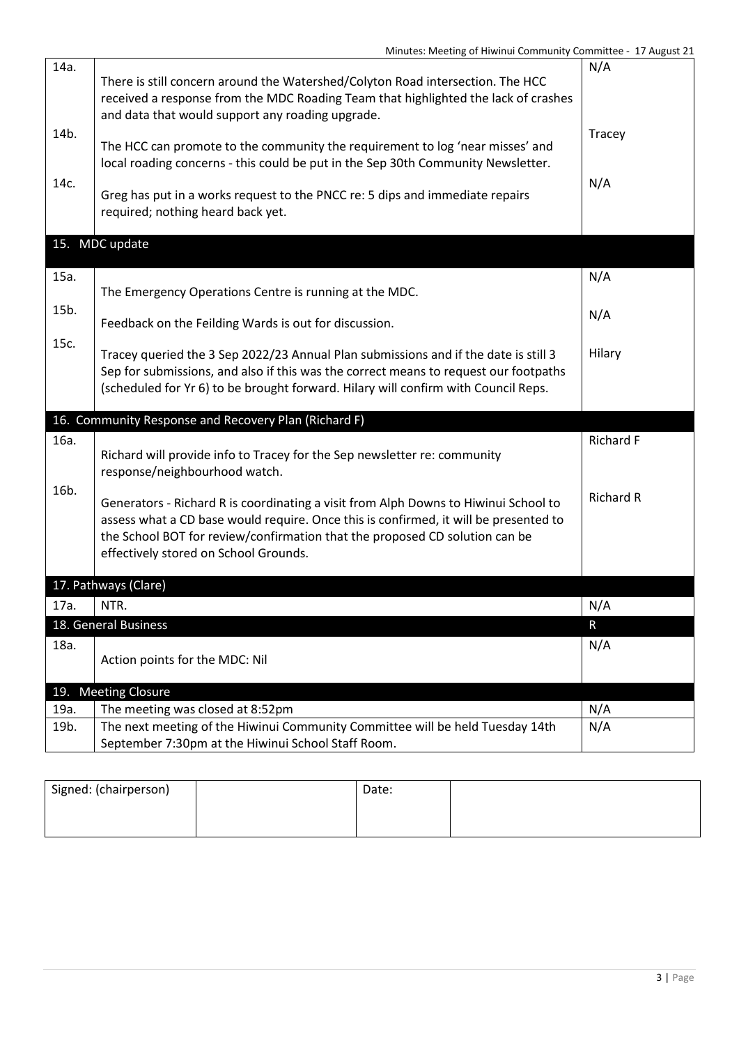| | | |
|---|---|---|
| 14a. | There is still concern around the Watershed/Colyton Road intersection. The HCC received a response from the MDC Roading Team that highlighted the lack of crashes and data that would support any roading upgrade. | N/A |
| 14b. | The HCC can promote to the community the requirement to log 'near misses' and local roading concerns - this could be put in the Sep 30th Community Newsletter. | Tracey |
| 14c. | Greg has put in a works request to the PNCC re: 5 dips and immediate repairs required; nothing heard back yet. | N/A |
| **15. MDC update** | | |
| 15a. | The Emergency Operations Centre is running at the MDC. | N/A |
| 15b. | Feedback on the Feilding Wards is out for discussion. | N/A |
| 15c. | Tracey queried the 3 Sep 2022/23 Annual Plan submissions and if the date is still 3 Sep for submissions, and also if this was the correct means to request our footpaths (scheduled for Yr 6) to be brought forward. Hilary will confirm with Council Reps. | Hilary |
| **16. Community Response and Recovery Plan (Richard F)** | | |
| 16a. | Richard will provide info to Tracey for the Sep newsletter re: community response/neighbourhood watch. | Richard F |
| 16b. | Generators - Richard R is coordinating a visit from Alph Downs to Hiwinui School to assess what a CD base would require. Once this is confirmed, it will be presented to the School BOT for review/confirmation that the proposed CD solution can be effectively stored on School Grounds. | Richard R |
| **17. Pathways (Clare)** | | |
| 17a. | NTR. | N/A |
| **18. General Business** | | **R** |
| 18a. | Action points for the MDC: Nil | N/A |
| **19. Meeting Closure** | | |
| 19a. | The meeting was closed at 8:52pm | N/A |
| 19b. | The next meeting of the Hiwinui Community Committee will be held Tuesday 14th September 7:30pm at the Hiwinui School Staff Room. | N/A |

| | | | |
|---|---|---|---|
| Signed: (chairperson) | | Date: | |